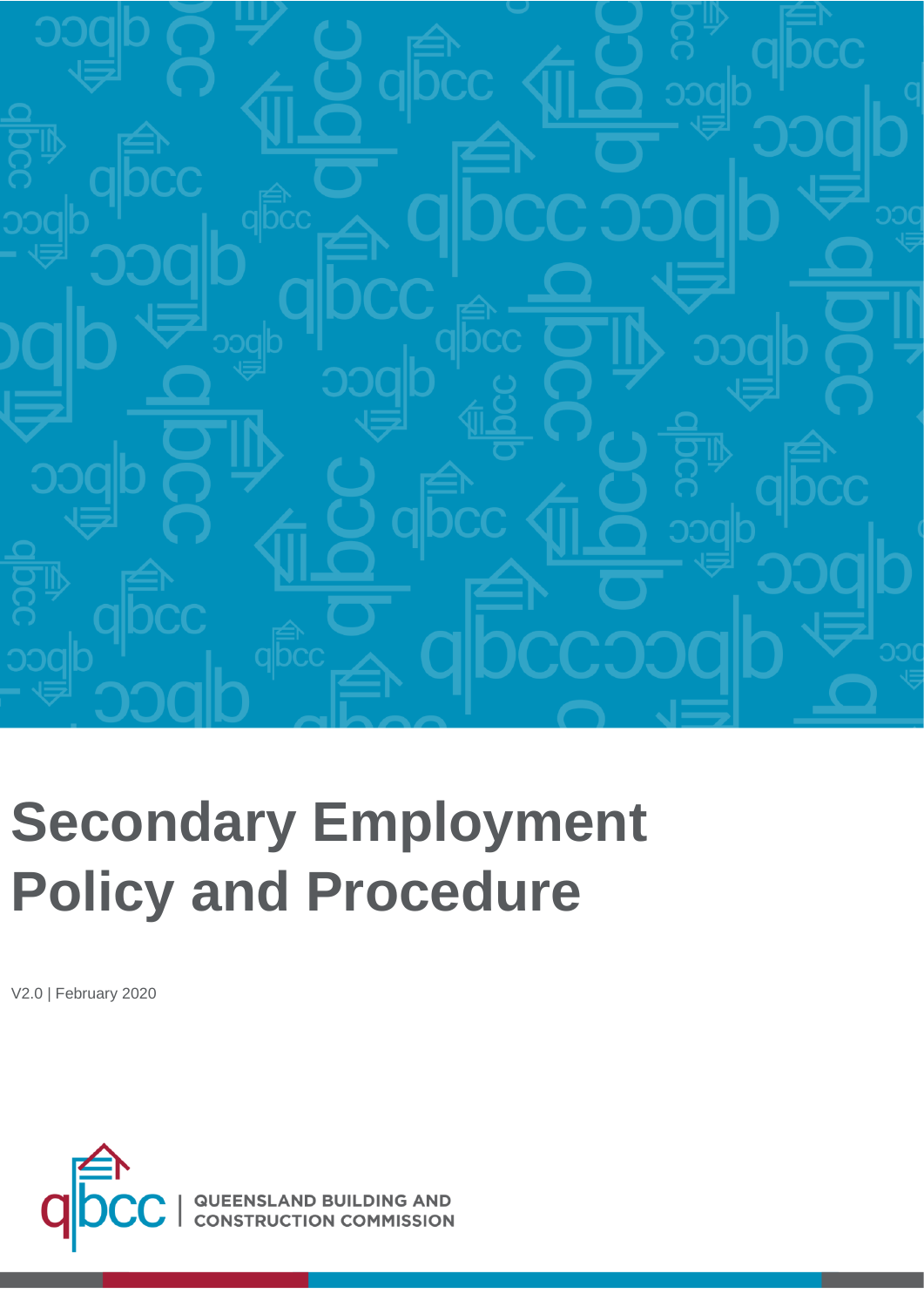# Secondary Employment Policy and Procedure

V2.0 | February 2020

QUEENSLAND BUILDING AND CONSTRUCTION COMMISSION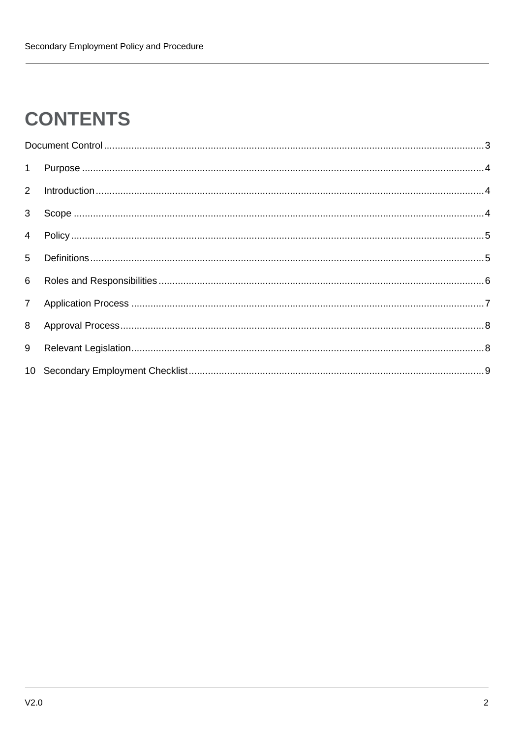# CONTENTS

Document Control ........................................................................................................ 3

1 Purpose ................................................................................................................ 4

2 Introduction ........................................................................................................... 4

3 Scope ................................................................................................................... 4

4 Policy ................................................................................................................... 5

5 Definitions ............................................................................................................ 5

6 Roles and Responsibilities .................................................................................... 6

7 Application Process .............................................................................................. 7

8 Approval Process .................................................................................................. 8

9 Relevant Legislation .............................................................................................. 8

10 Secondary Employment Checklist ......................................................................... 9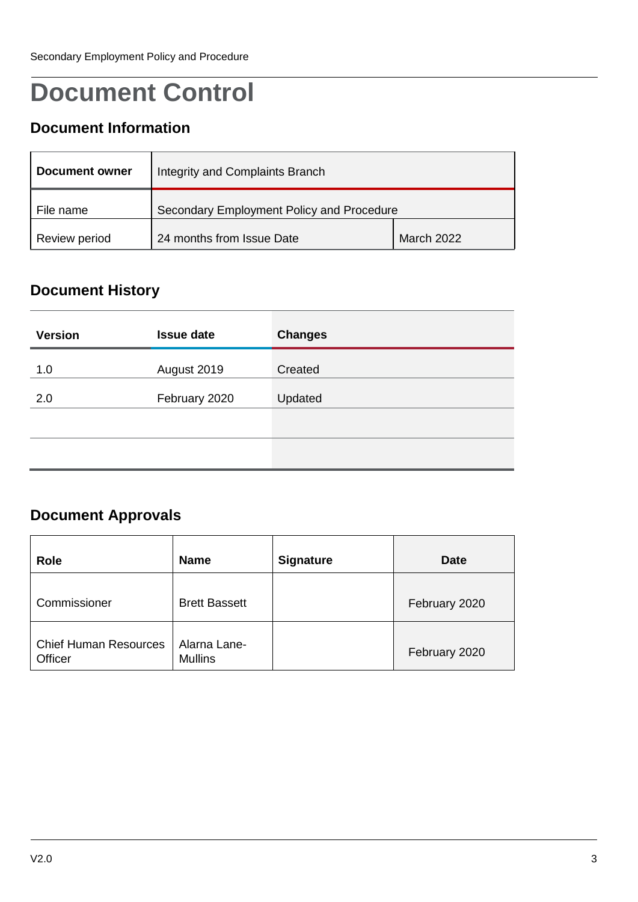# Document Control

## Document Information

| Document owner | Integrity and Complaints Branch | |
| --- | --- | --- |
| File name | Secondary Employment Policy and Procedure | |
| Review period | 24 months from Issue Date | March 2022 |

## Document History

| Version | Issue date | Changes |
| --- | --- | --- |
| 1.0 | August 2019 | Created |
| 2.0 | February 2020 | Updated |
| | | |
| | | |

## Document Approvals

| Role | Name | Signature | Date |
| --- | --- | --- | --- |
| Commissioner | Brett Bassett | | February 2020 |
| Chief Human Resources Officer | Alarna Lane-Mullins | | February 2020 |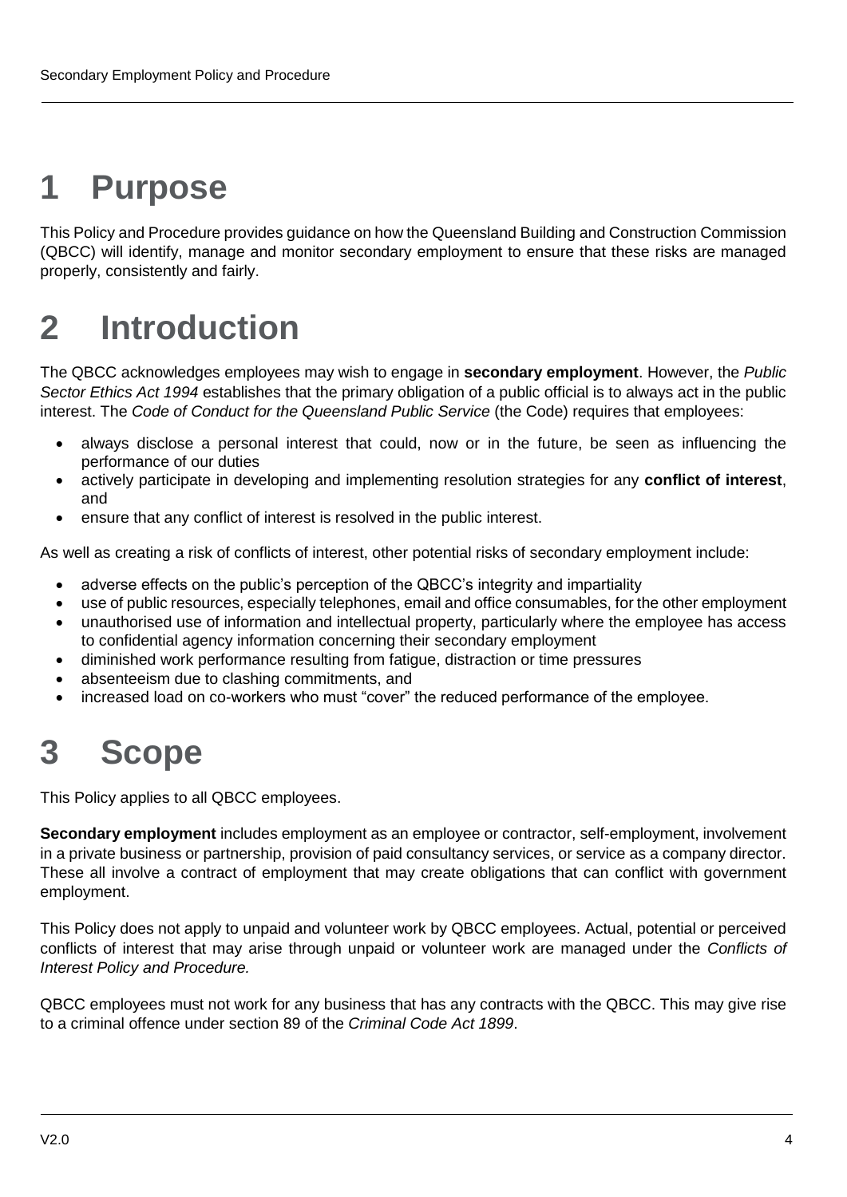# 1 Purpose

This Policy and Procedure provides guidance on how the Queensland Building and Construction Commission (QBCC) will identify, manage and monitor secondary employment to ensure that these risks are managed properly, consistently and fairly.

# 2 Introduction

The QBCC acknowledges employees may wish to engage in **secondary employment**. However, the *Public Sector Ethics Act 1994* establishes that the primary obligation of a public official is to always act in the public interest. The *Code of Conduct for the Queensland Public Service* (the Code) requires that employees:

- always disclose a personal interest that could, now or in the future, be seen as influencing the performance of our duties
- actively participate in developing and implementing resolution strategies for any **conflict of interest**, and
- ensure that any conflict of interest is resolved in the public interest.

As well as creating a risk of conflicts of interest, other potential risks of secondary employment include:

- adverse effects on the public's perception of the QBCC's integrity and impartiality
- use of public resources, especially telephones, email and office consumables, for the other employment
- unauthorised use of information and intellectual property, particularly where the employee has access to confidential agency information concerning their secondary employment
- diminished work performance resulting from fatigue, distraction or time pressures
- absenteeism due to clashing commitments, and
- increased load on co-workers who must "cover" the reduced performance of the employee.

# 3 Scope

This Policy applies to all QBCC employees.

**Secondary employment** includes employment as an employee or contractor, self-employment, involvement in a private business or partnership, provision of paid consultancy services, or service as a company director. These all involve a contract of employment that may create obligations that can conflict with government employment.

This Policy does not apply to unpaid and volunteer work by QBCC employees. Actual, potential or perceived conflicts of interest that may arise through unpaid or volunteer work are managed under the *Conflicts of Interest Policy and Procedure.*

QBCC employees must not work for any business that has any contracts with the QBCC. This may give rise to a criminal offence under section 89 of the *Criminal Code Act 1899*.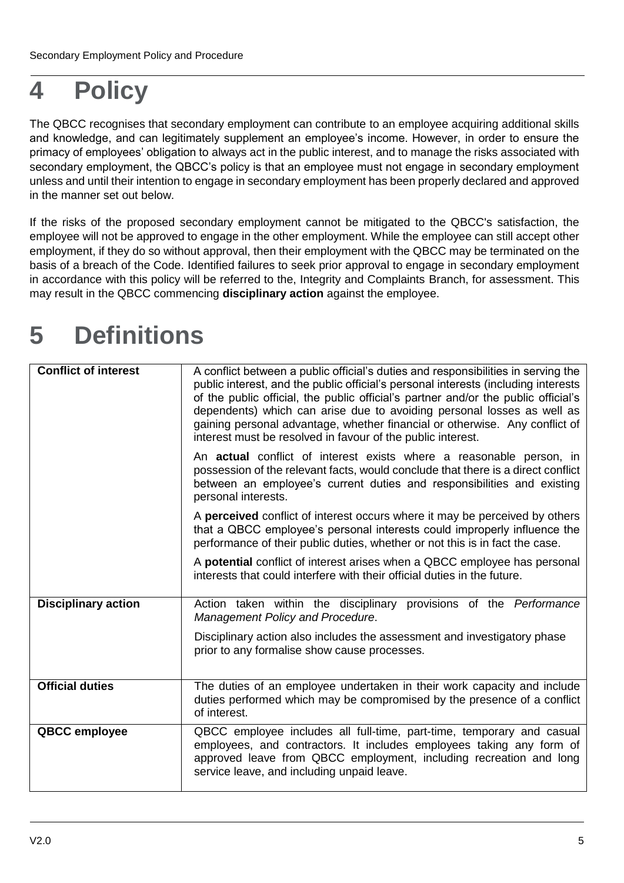# 4 Policy

The QBCC recognises that secondary employment can contribute to an employee acquiring additional skills and knowledge, and can legitimately supplement an employee's income. However, in order to ensure the primacy of employees' obligation to always act in the public interest, and to manage the risks associated with secondary employment, the QBCC's policy is that an employee must not engage in secondary employment unless and until their intention to engage in secondary employment has been properly declared and approved in the manner set out below.

If the risks of the proposed secondary employment cannot be mitigated to the QBCC's satisfaction, the employee will not be approved to engage in the other employment. While the employee can still accept other employment, if they do so without approval, then their employment with the QBCC may be terminated on the basis of a breach of the Code. Identified failures to seek prior approval to engage in secondary employment in accordance with this policy will be referred to the, Integrity and Complaints Branch, for assessment. This may result in the QBCC commencing **disciplinary action** against the employee.

# 5 Definitions

| | |
|---|---|
| **Conflict of interest** | A conflict between a public official's duties and responsibilities in serving the public interest, and the public official's personal interests (including interests of the public official, the public official's partner and/or the public official's dependents) which can arise due to avoiding personal losses as well as gaining personal advantage, whether financial or otherwise. Any conflict of interest must be resolved in favour of the public interest.<br><br>An **actual** conflict of interest exists where a reasonable person, in possession of the relevant facts, would conclude that there is a direct conflict between an employee's current duties and responsibilities and existing personal interests.<br><br>A **perceived** conflict of interest occurs where it may be perceived by others that a QBCC employee's personal interests could improperly influence the performance of their public duties, whether or not this is in fact the case.<br><br>A **potential** conflict of interest arises when a QBCC employee has personal interests that could interfere with their official duties in the future. |
| **Disciplinary action** | Action taken within the disciplinary provisions of the *Performance Management Policy and Procedure*.<br><br>Disciplinary action also includes the assessment and investigatory phase prior to any formalise show cause processes. |
| **Official duties** | The duties of an employee undertaken in their work capacity and include duties performed which may be compromised by the presence of a conflict of interest. |
| **QBCC employee** | QBCC employee includes all full-time, part-time, temporary and casual employees, and contractors. It includes employees taking any form of approved leave from QBCC employment, including recreation and long service leave, and including unpaid leave. |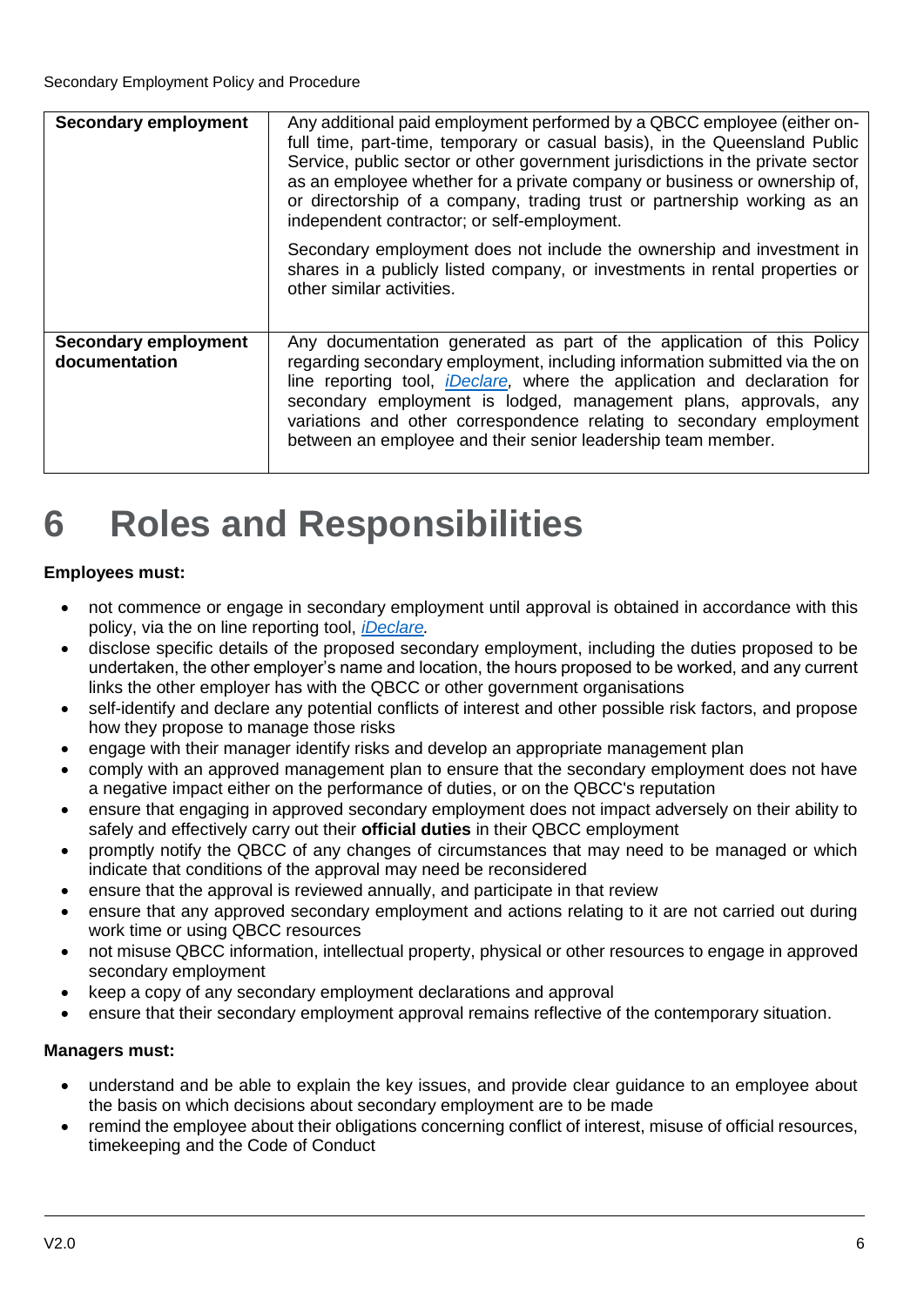| Secondary employment | Any additional paid employment performed by a QBCC employee (either on-full time, part-time, temporary or casual basis), in the Queensland Public Service, public sector or other government jurisdictions in the private sector as an employee whether for a private company or business or ownership of, or directorship of a company, trading trust or partnership working as an independent contractor; or self-employment.<br><br>Secondary employment does not include the ownership and investment in shares in a publicly listed company, or investments in rental properties or other similar activities. |
|---|---|
| **Secondary employment documentation** | Any documentation generated as part of the application of this Policy regarding secondary employment, including information submitted via the on line reporting tool, *iDeclare*, where the application and declaration for secondary employment is lodged, management plans, approvals, any variations and other correspondence relating to secondary employment between an employee and their senior leadership team member. |

# 6 Roles and Responsibilities

**Employees must:**

- not commence or engage in secondary employment until approval is obtained in accordance with this policy, via the on line reporting tool, *iDeclare.*
- disclose specific details of the proposed secondary employment, including the duties proposed to be undertaken, the other employer's name and location, the hours proposed to be worked, and any current links the other employer has with the QBCC or other government organisations
- self-identify and declare any potential conflicts of interest and other possible risk factors, and propose how they propose to manage those risks
- engage with their manager identify risks and develop an appropriate management plan
- comply with an approved management plan to ensure that the secondary employment does not have a negative impact either on the performance of duties, or on the QBCC's reputation
- ensure that engaging in approved secondary employment does not impact adversely on their ability to safely and effectively carry out their **official duties** in their QBCC employment
- promptly notify the QBCC of any changes of circumstances that may need to be managed or which indicate that conditions of the approval may need be reconsidered
- ensure that the approval is reviewed annually, and participate in that review
- ensure that any approved secondary employment and actions relating to it are not carried out during work time or using QBCC resources
- not misuse QBCC information, intellectual property, physical or other resources to engage in approved secondary employment
- keep a copy of any secondary employment declarations and approval
- ensure that their secondary employment approval remains reflective of the contemporary situation.

**Managers must:**

- understand and be able to explain the key issues, and provide clear guidance to an employee about the basis on which decisions about secondary employment are to be made
- remind the employee about their obligations concerning conflict of interest, misuse of official resources, timekeeping and the Code of Conduct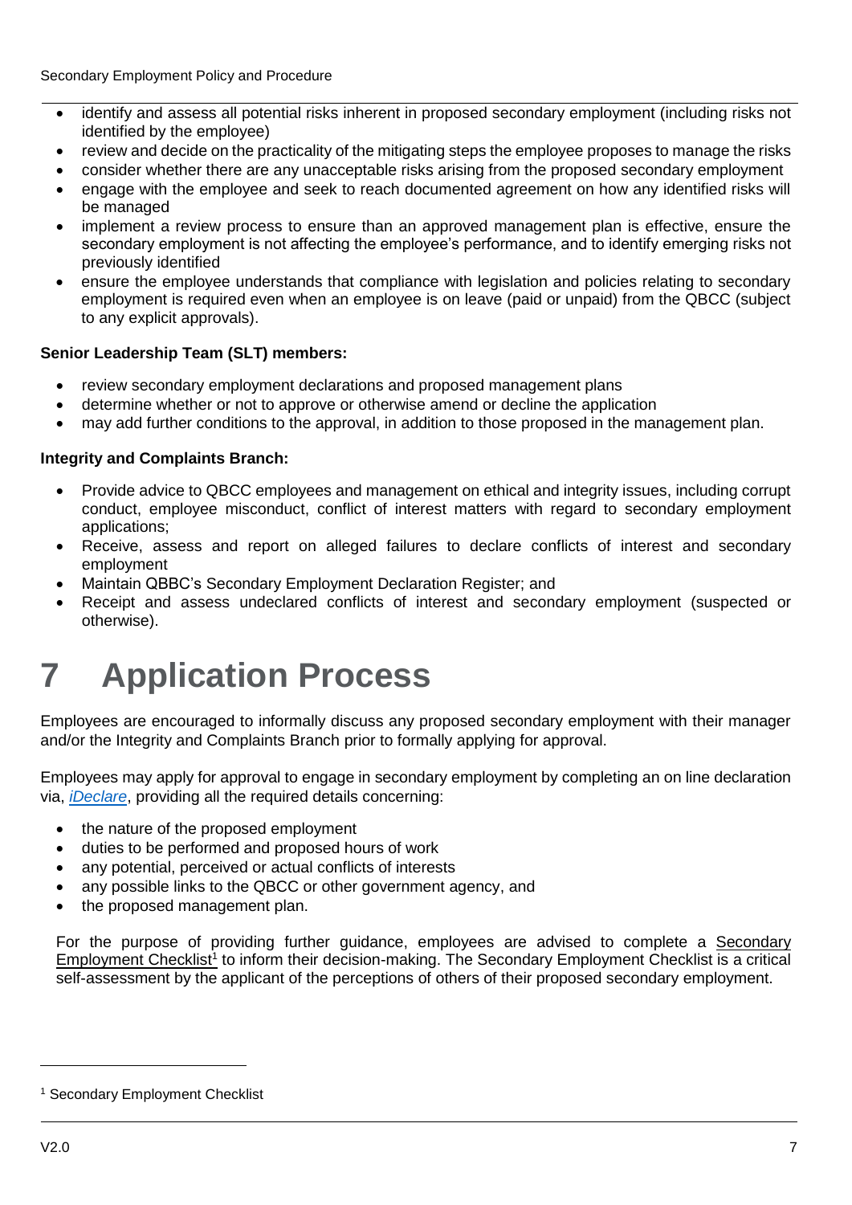- identify and assess all potential risks inherent in proposed secondary employment (including risks not identified by the employee)
- review and decide on the practicality of the mitigating steps the employee proposes to manage the risks
- consider whether there are any unacceptable risks arising from the proposed secondary employment
- engage with the employee and seek to reach documented agreement on how any identified risks will be managed
- implement a review process to ensure than an approved management plan is effective, ensure the secondary employment is not affecting the employee's performance, and to identify emerging risks not previously identified
- ensure the employee understands that compliance with legislation and policies relating to secondary employment is required even when an employee is on leave (paid or unpaid) from the QBCC (subject to any explicit approvals).

**Senior Leadership Team (SLT) members:**

- review secondary employment declarations and proposed management plans
- determine whether or not to approve or otherwise amend or decline the application
- may add further conditions to the approval, in addition to those proposed in the management plan.

**Integrity and Complaints Branch:**

- Provide advice to QBCC employees and management on ethical and integrity issues, including corrupt conduct, employee misconduct, conflict of interest matters with regard to secondary employment applications;
- Receive, assess and report on alleged failures to declare conflicts of interest and secondary employment
- Maintain QBBC's Secondary Employment Declaration Register; and
- Receipt and assess undeclared conflicts of interest and secondary employment (suspected or otherwise).

# 7 Application Process

Employees are encouraged to informally discuss any proposed secondary employment with their manager and/or the Integrity and Complaints Branch prior to formally applying for approval.

Employees may apply for approval to engage in secondary employment by completing an on line declaration via, *iDeclare*, providing all the required details concerning:

- the nature of the proposed employment
- duties to be performed and proposed hours of work
- any potential, perceived or actual conflicts of interests
- any possible links to the QBCC or other government agency, and
- the proposed management plan.

For the purpose of providing further guidance, employees are advised to complete a Secondary Employment Checklist[1] to inform their decision-making. The Secondary Employment Checklist is a critical self-assessment by the applicant of the perceptions of others of their proposed secondary employment.

[1] Secondary Employment Checklist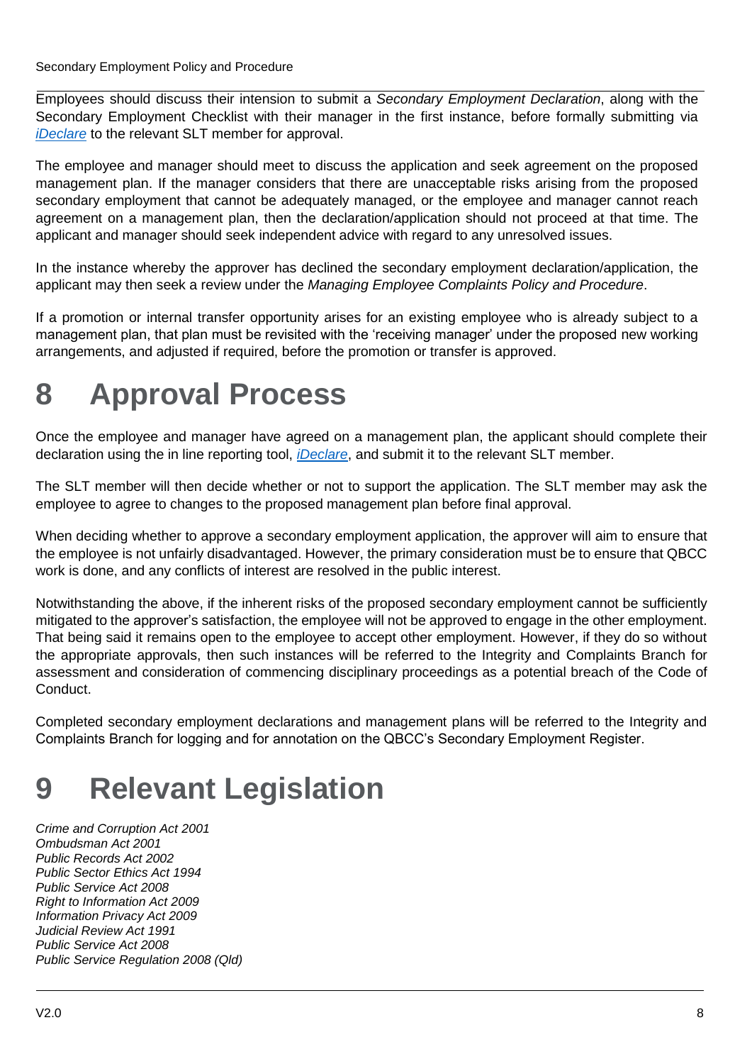Employees should discuss their intension to submit a *Secondary Employment Declaration*, along with the Secondary Employment Checklist with their manager in the first instance, before formally submitting via *iDeclare* to the relevant SLT member for approval.

The employee and manager should meet to discuss the application and seek agreement on the proposed management plan. If the manager considers that there are unacceptable risks arising from the proposed secondary employment that cannot be adequately managed, or the employee and manager cannot reach agreement on a management plan, then the declaration/application should not proceed at that time. The applicant and manager should seek independent advice with regard to any unresolved issues.

In the instance whereby the approver has declined the secondary employment declaration/application, the applicant may then seek a review under the *Managing Employee Complaints Policy and Procedure*.

If a promotion or internal transfer opportunity arises for an existing employee who is already subject to a management plan, that plan must be revisited with the 'receiving manager' under the proposed new working arrangements, and adjusted if required, before the promotion or transfer is approved.

# 8 Approval Process

Once the employee and manager have agreed on a management plan, the applicant should complete their declaration using the in line reporting tool, *iDeclare*, and submit it to the relevant SLT member.

The SLT member will then decide whether or not to support the application. The SLT member may ask the employee to agree to changes to the proposed management plan before final approval.

When deciding whether to approve a secondary employment application, the approver will aim to ensure that the employee is not unfairly disadvantaged. However, the primary consideration must be to ensure that QBCC work is done, and any conflicts of interest are resolved in the public interest.

Notwithstanding the above, if the inherent risks of the proposed secondary employment cannot be sufficiently mitigated to the approver's satisfaction, the employee will not be approved to engage in the other employment. That being said it remains open to the employee to accept other employment. However, if they do so without the appropriate approvals, then such instances will be referred to the Integrity and Complaints Branch for assessment and consideration of commencing disciplinary proceedings as a potential breach of the Code of Conduct.

Completed secondary employment declarations and management plans will be referred to the Integrity and Complaints Branch for logging and for annotation on the QBCC's Secondary Employment Register.

# 9 Relevant Legislation

*Crime and Corruption Act 2001*
*Ombudsman Act 2001*
*Public Records Act 2002*
*Public Sector Ethics Act 1994*
*Public Service Act 2008*
*Right to Information Act 2009*
*Information Privacy Act 2009*
*Judicial Review Act 1991*
*Public Service Act 2008*
*Public Service Regulation 2008 (Qld)*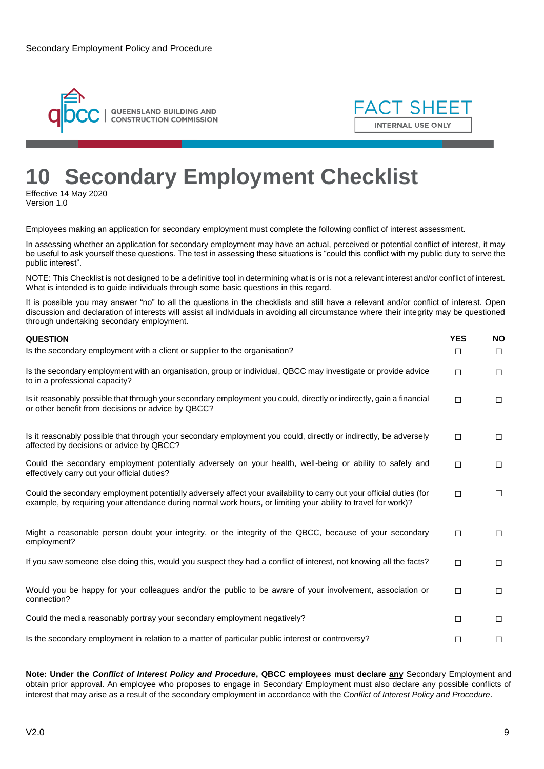QUEENSLAND BUILDING AND CONSTRUCTION COMMISSION

FACT SHEET

INTERNAL USE ONLY

# 10 Secondary Employment Checklist

Effective 14 May 2020
Version 1.0

Employees making an application for secondary employment must complete the following conflict of interest assessment.

In assessing whether an application for secondary employment may have an actual, perceived or potential conflict of interest, it may be useful to ask yourself these questions. The test in assessing these situations is "could this conflict with my public duty to serve the public interest".

NOTE: This Checklist is not designed to be a definitive tool in determining what is or is not a relevant interest and/or conflict of interest. What is intended is to guide individuals through some basic questions in this regard.

It is possible you may answer "no" to all the questions in the checklists and still have a relevant and/or conflict of interest. Open discussion and declaration of interests will assist all individuals in avoiding all circumstance where their integrity may be questioned through undertaking secondary employment.

| QUESTION | YES | NO |
|---|---|---|
| Is the secondary employment with a client or supplier to the organisation? | ☐ | ☐ |
| Is the secondary employment with an organisation, group or individual, QBCC may investigate or provide advice to in a professional capacity? | ☐ | ☐ |
| Is it reasonably possible that through your secondary employment you could, directly or indirectly, gain a financial or other benefit from decisions or advice by QBCC? | ☐ | ☐ |
| Is it reasonably possible that through your secondary employment you could, directly or indirectly, be adversely affected by decisions or advice by QBCC? | ☐ | ☐ |
| Could the secondary employment potentially adversely on your health, well-being or ability to safely and effectively carry out your official duties? | ☐ | ☐ |
| Could the secondary employment potentially adversely affect your availability to carry out your official duties (for example, by requiring your attendance during normal work hours, or limiting your ability to travel for work)? | ☐ | ☐ |
| Might a reasonable person doubt your integrity, or the integrity of the QBCC, because of your secondary employment? | ☐ | ☐ |
| If you saw someone else doing this, would you suspect they had a conflict of interest, not knowing all the facts? | ☐ | ☐ |
| Would you be happy for your colleagues and/or the public to be aware of your involvement, association or connection? | ☐ | ☐ |
| Could the media reasonably portray your secondary employment negatively? | ☐ | ☐ |
| Is the secondary employment in relation to a matter of particular public interest or controversy? | ☐ | ☐ |

**Note: Under the *Conflict of Interest Policy and Procedure*, QBCC employees must declare <u>any</u>** Secondary Employment and obtain prior approval. An employee who proposes to engage in Secondary Employment must also declare any possible conflicts of interest that may arise as a result of the secondary employment in accordance with the *Conflict of Interest Policy and Procedure*.